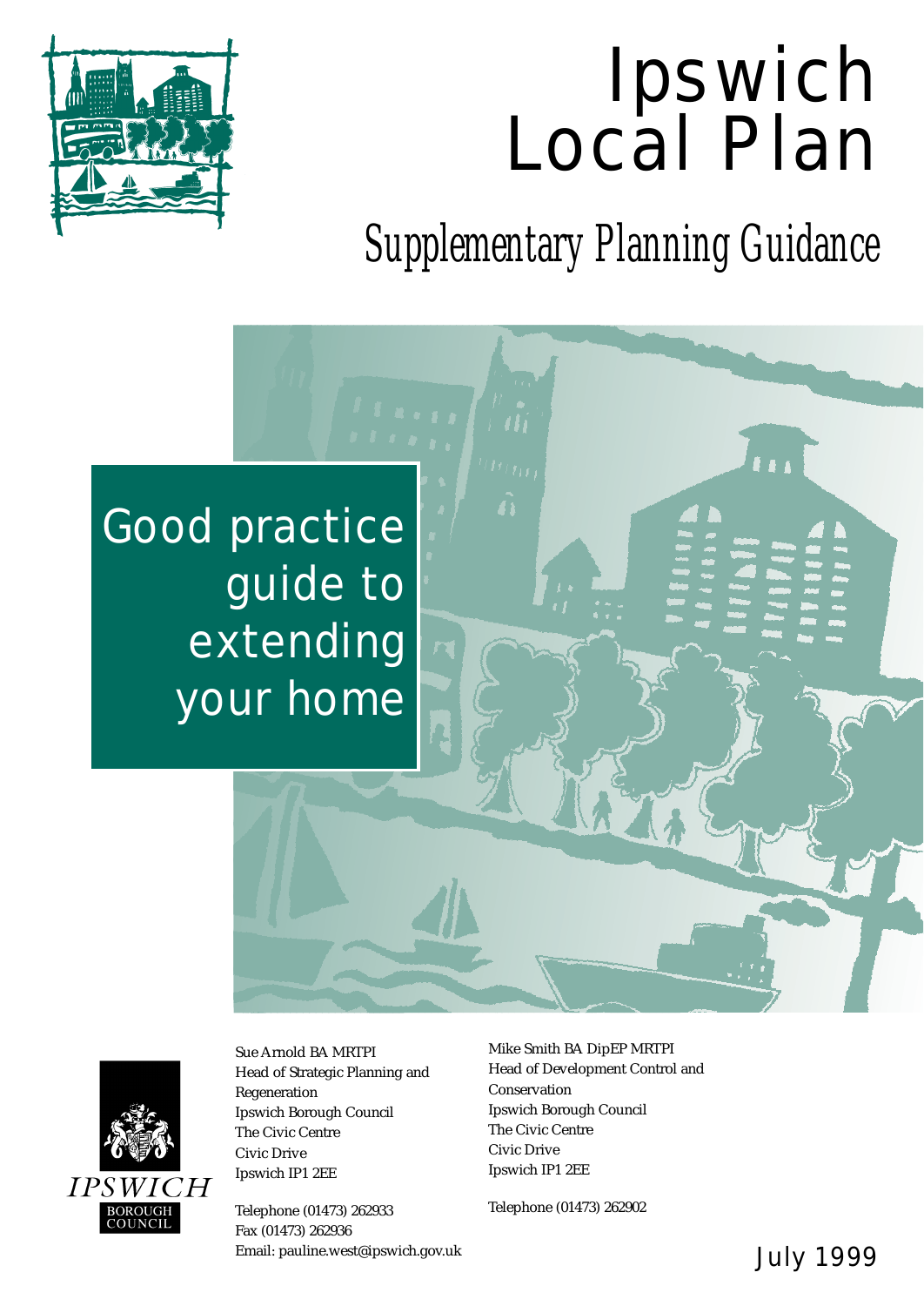# Ipswich Local Plan

## Supplementary Planning Guidance

# Good practice guide to extending your home

IPSWICH BOROUGH COUNCIL

Sue Arnold BA MRTPI
Head of Strategic Planning and Regeneration
Ipswich Borough Council
The Civic Centre
Civic Drive
Ipswich IP1 2EE

Telephone (01473) 262933
Fax (01473) 262936
Email: pauline.west@ipswich.gov.uk

Mike Smith BA DipEP MRTPI
Head of Development Control and Conservation
Ipswich Borough Council
The Civic Centre
Civic Drive
Ipswich IP1 2EE

Telephone (01473) 262902

July 1999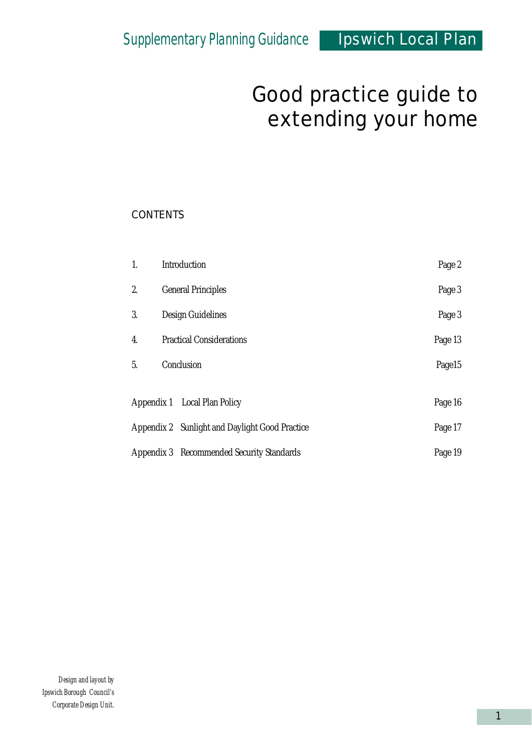Supplementary Planning Guidance | Ipswich Local Plan

# Good practice guide to extending your home

## CONTENTS

| | | |
|---|---|---|
| 1. | Introduction | Page 2 |
| 2. | General Principles | Page 3 |
| 3. | Design Guidelines | Page 3 |
| 4. | Practical Considerations | Page 13 |
| 5. | Conclusion | Page15 |
| Appendix 1 | Local Plan Policy | Page 16 |
| Appendix 2 | Sunlight and Daylight Good Practice | Page 17 |
| Appendix 3 | Recommended Security Standards | Page 19 |

*Design and layout by Ipswich Borough Council's Corporate Design Unit.*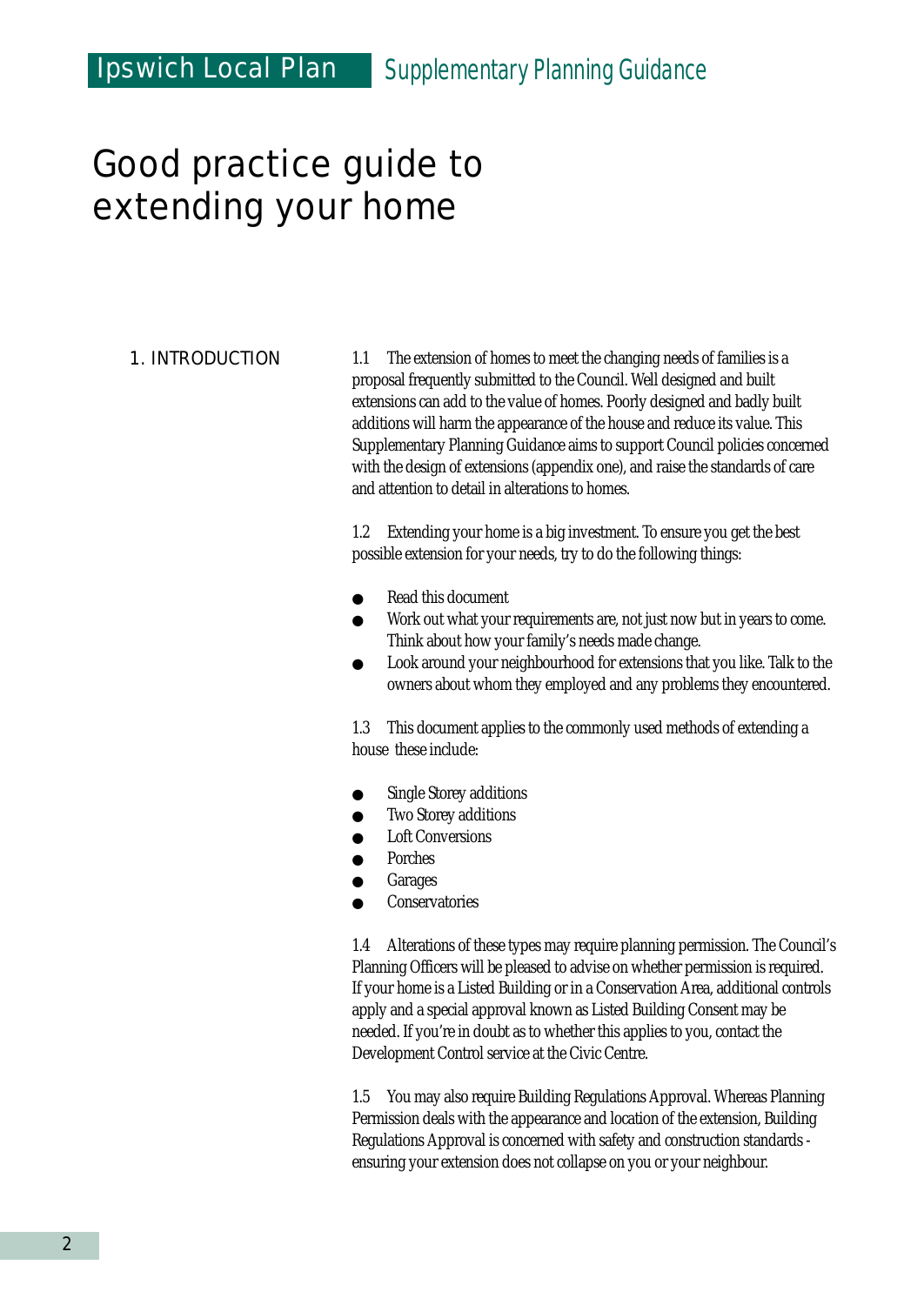# Good practice guide to extending your home

## 1. INTRODUCTION

1.1 The extension of homes to meet the changing needs of families is a proposal frequently submitted to the Council. Well designed and built extensions can add to the value of homes. Poorly designed and badly built additions will harm the appearance of the house and reduce its value. This Supplementary Planning Guidance aims to support Council policies concerned with the design of extensions (appendix one), and raise the standards of care and attention to detail in alterations to homes.

1.2 Extending your home is a big investment. To ensure you get the best possible extension for your needs, try to do the following things:

- Read this document
- Work out what your requirements are, not just now but in years to come. Think about how your family's needs made change.
- Look around your neighbourhood for extensions that you like. Talk to the owners about whom they employed and any problems they encountered.

1.3 This document applies to the commonly used methods of extending a house these include:

- Single Storey additions
- Two Storey additions
- Loft Conversions
- Porches
- Garages
- Conservatories

1.4 Alterations of these types may require planning permission. The Council's Planning Officers will be pleased to advise on whether permission is required. If your home is a Listed Building or in a Conservation Area, additional controls apply and a special approval known as Listed Building Consent may be needed. If you're in doubt as to whether this applies to you, contact the Development Control service at the Civic Centre.

1.5 You may also require Building Regulations Approval. Whereas Planning Permission deals with the appearance and location of the extension, Building Regulations Approval is concerned with safety and construction standards - ensuring your extension does not collapse on you or your neighbour.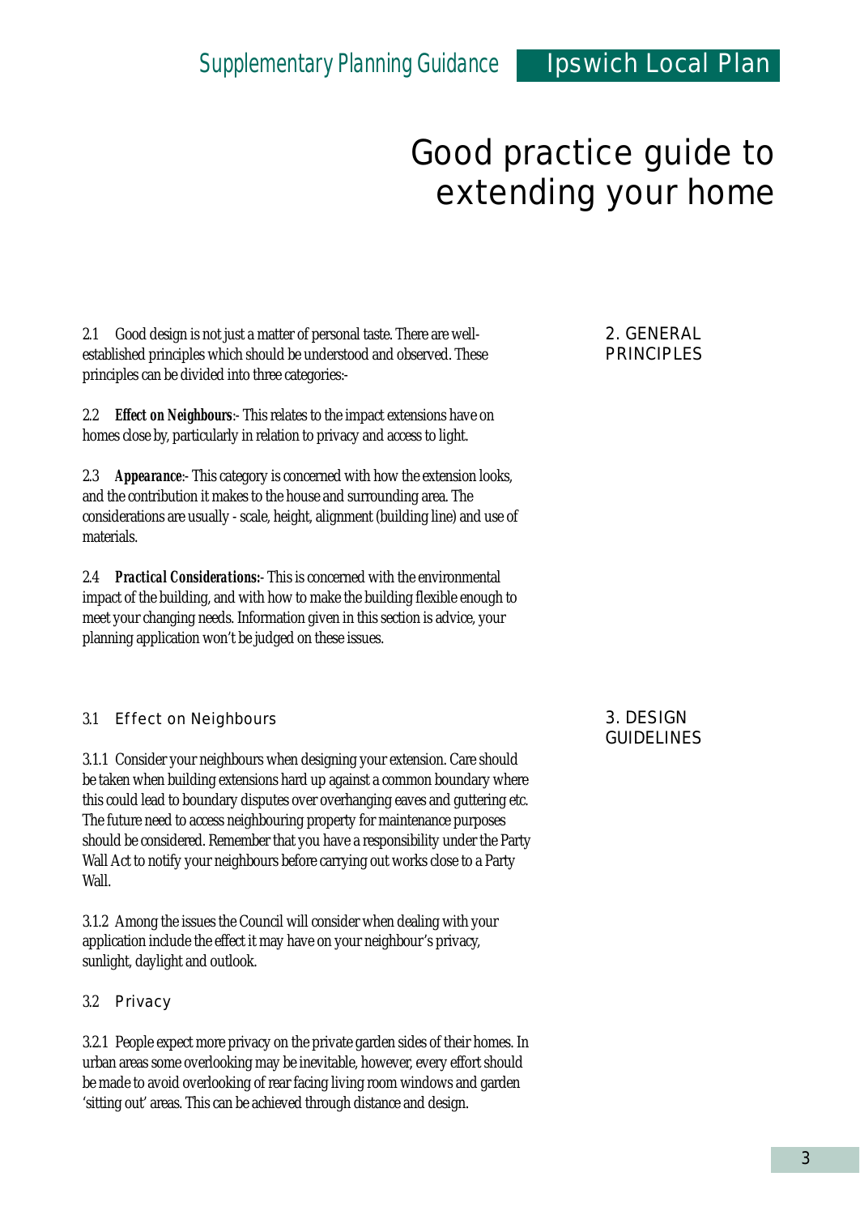# Good practice guide to extending your home

## 2. GENERAL PRINCIPLES

2.1 Good design is not just a matter of personal taste. There are well-established principles which should be understood and observed. These principles can be divided into three categories:-

2.2 ***Effect on Neighbours***:- This relates to the impact extensions have on homes close by, particularly in relation to privacy and access to light.

2.3 ***Appearance***:- This category is concerned with how the extension looks, and the contribution it makes to the house and surrounding area. The considerations are usually - scale, height, alignment (building line) and use of materials.

2.4 ***Practical Considerations:***- This is concerned with the environmental impact of the building, and with how to make the building flexible enough to meet your changing needs. Information given in this section is advice, your planning application won't be judged on these issues.

## 3. DESIGN GUIDELINES

### 3.1 Effect on Neighbours

3.1.1 Consider your neighbours when designing your extension. Care should be taken when building extensions hard up against a common boundary where this could lead to boundary disputes over overhanging eaves and guttering etc. The future need to access neighbouring property for maintenance purposes should be considered. Remember that you have a responsibility under the Party Wall Act to notify your neighbours before carrying out works close to a Party Wall.

3.1.2 Among the issues the Council will consider when dealing with your application include the effect it may have on your neighbour's privacy, sunlight, daylight and outlook.

### 3.2 Privacy

3.2.1 People expect more privacy on the private garden sides of their homes. In urban areas some overlooking may be inevitable, however, every effort should be made to avoid overlooking of rear facing living room windows and garden 'sitting out' areas. This can be achieved through distance and design.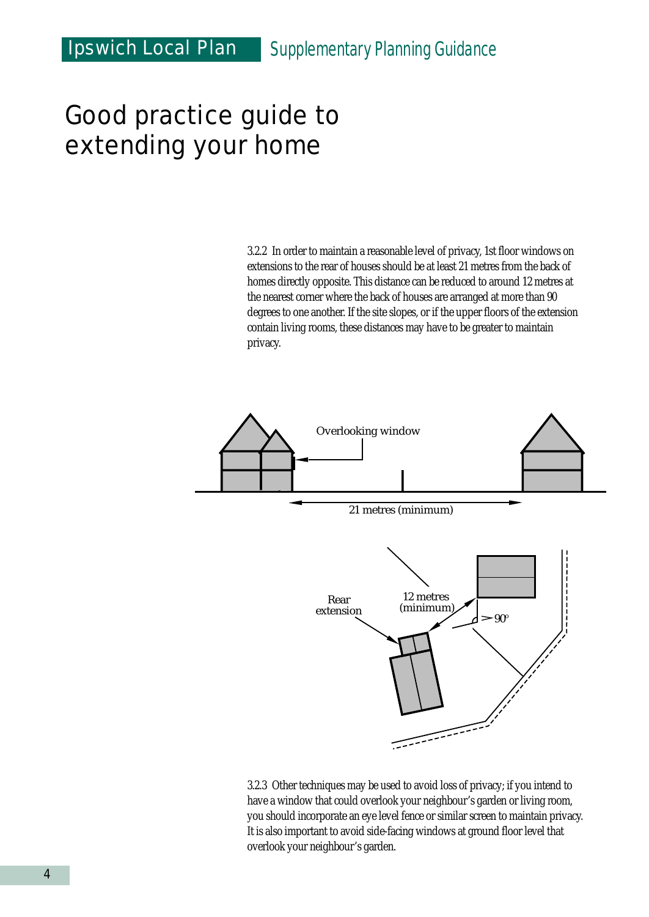# Good practice guide to extending your home

3.2.2 In order to maintain a reasonable level of privacy, 1st floor windows on extensions to the rear of houses should be at least 21 metres from the back of homes directly opposite. This distance can be reduced to around 12 metres at the nearest corner where the back of houses are arranged at more than 90 degrees to one another. If the site slopes, or if the upper floors of the extension contain living rooms, these distances may have to be greater to maintain privacy.

Overlooking window

21 metres (minimum)

Rear extension

12 metres (minimum)

90°

3.2.3 Other techniques may be used to avoid loss of privacy; if you intend to have a window that could overlook your neighbour's garden or living room, you should incorporate an eye level fence or similar screen to maintain privacy. It is also important to avoid side-facing windows at ground floor level that overlook your neighbour's garden.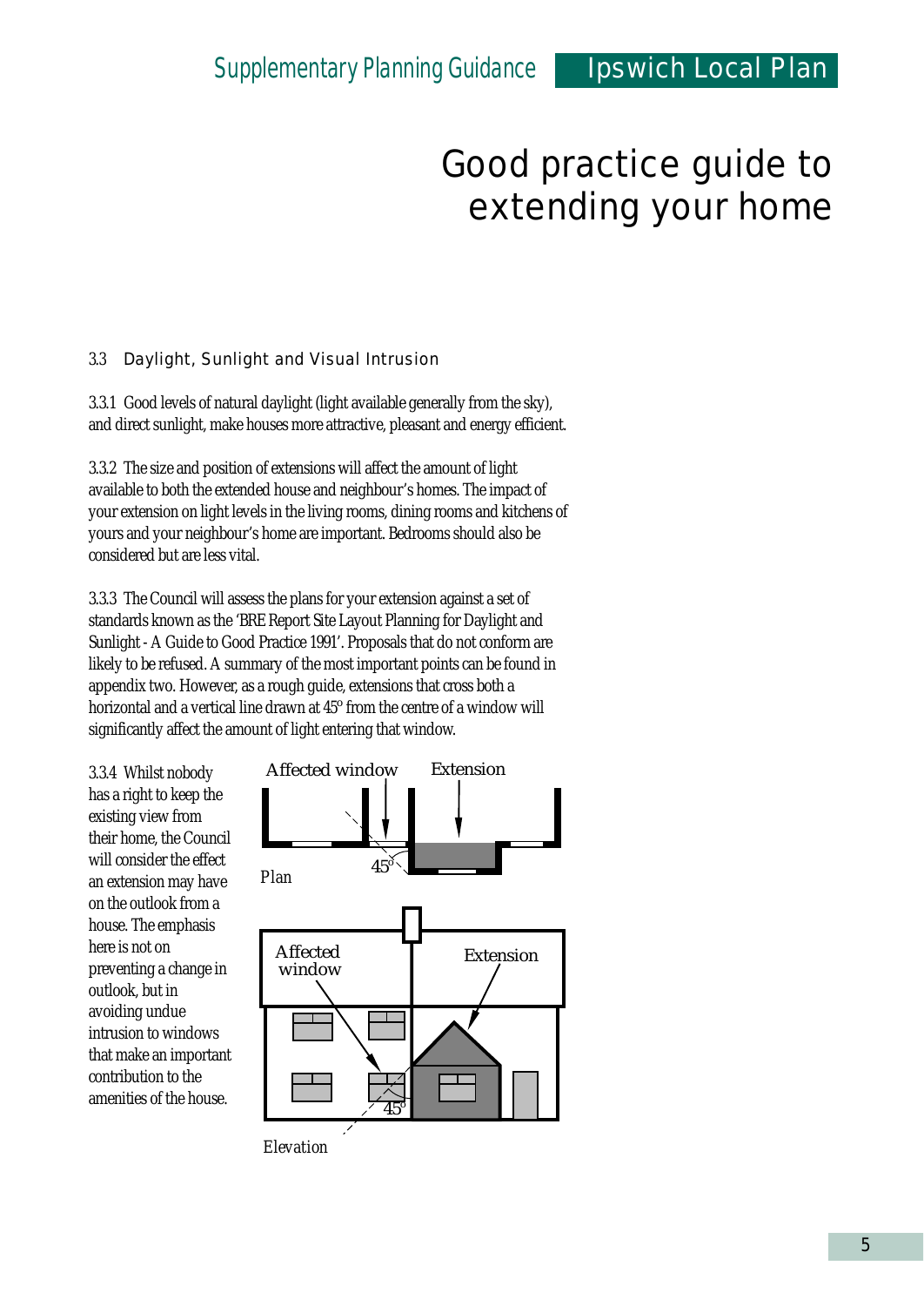# Good practice guide to extending your home

### 3.3 Daylight, Sunlight and Visual Intrusion

3.3.1 Good levels of natural daylight (light available generally from the sky), and direct sunlight, make houses more attractive, pleasant and energy efficient.

3.3.2 The size and position of extensions will affect the amount of light available to both the extended house and neighbour's homes. The impact of your extension on light levels in the living rooms, dining rooms and kitchens of yours and your neighbour's home are important. Bedrooms should also be considered but are less vital.

3.3.3 The Council will assess the plans for your extension against a set of standards known as the 'BRE Report Site Layout Planning for Daylight and Sunlight - A Guide to Good Practice 1991'. Proposals that do not conform are likely to be refused. A summary of the most important points can be found in appendix two. However, as a rough guide, extensions that cross both a horizontal and a vertical line drawn at 45° from the centre of a window will significantly affect the amount of light entering that window.

3.3.4 Whilst nobody has a right to keep the existing view from their home, the Council will consider the effect an extension may have on the outlook from a house. The emphasis here is not on preventing a change in outlook, but in avoiding undue intrusion to windows that make an important contribution to the amenities of the house.

Affected window Extension

45°

Plan

Affected window

Extension

45°

Elevation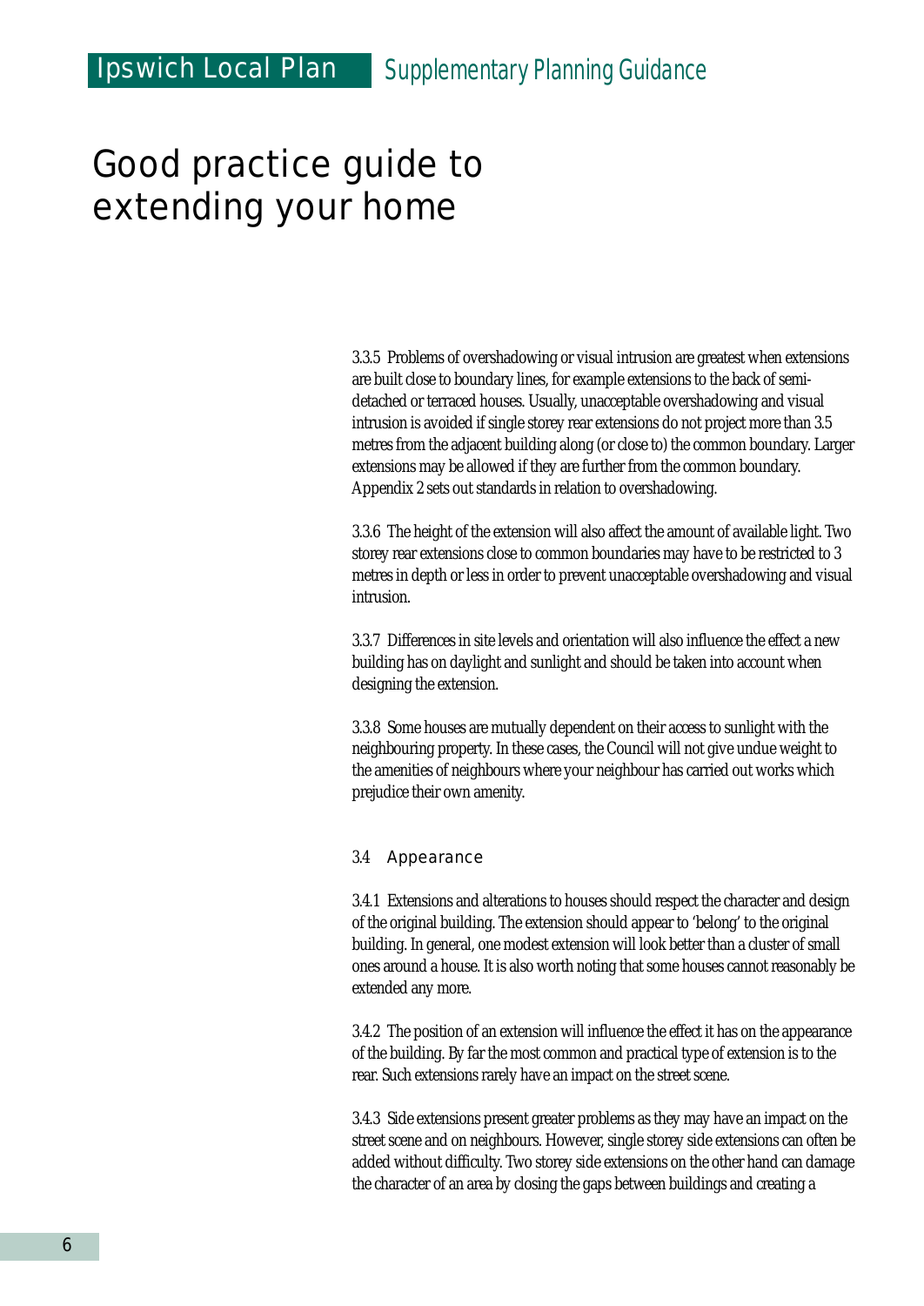# Good practice guide to extending your home

3.3.5 Problems of overshadowing or visual intrusion are greatest when extensions are built close to boundary lines, for example extensions to the back of semi-detached or terraced houses. Usually, unacceptable overshadowing and visual intrusion is avoided if single storey rear extensions do not project more than 3.5 metres from the adjacent building along (or close to) the common boundary. Larger extensions may be allowed if they are further from the common boundary. Appendix 2 sets out standards in relation to overshadowing.

3.3.6 The height of the extension will also affect the amount of available light. Two storey rear extensions close to common boundaries may have to be restricted to 3 metres in depth or less in order to prevent unacceptable overshadowing and visual intrusion.

3.3.7 Differences in site levels and orientation will also influence the effect a new building has on daylight and sunlight and should be taken into account when designing the extension.

3.3.8 Some houses are mutually dependent on their access to sunlight with the neighbouring property. In these cases, the Council will not give undue weight to the amenities of neighbours where your neighbour has carried out works which prejudice their own amenity.

### 3.4 Appearance

3.4.1 Extensions and alterations to houses should respect the character and design of the original building. The extension should appear to 'belong' to the original building. In general, one modest extension will look better than a cluster of small ones around a house. It is also worth noting that some houses cannot reasonably be extended any more.

3.4.2 The position of an extension will influence the effect it has on the appearance of the building. By far the most common and practical type of extension is to the rear. Such extensions rarely have an impact on the street scene.

3.4.3 Side extensions present greater problems as they may have an impact on the street scene and on neighbours. However, single storey side extensions can often be added without difficulty. Two storey side extensions on the other hand can damage the character of an area by closing the gaps between buildings and creating a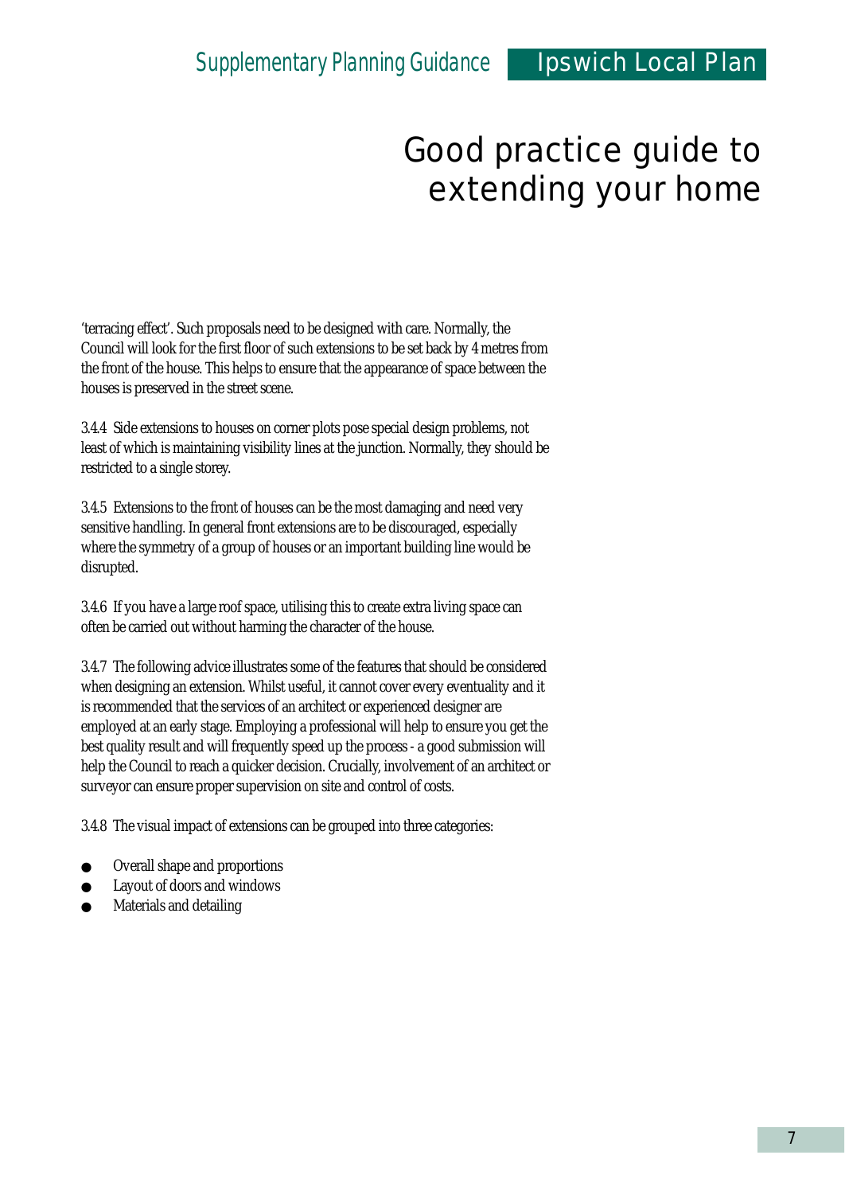'terracing effect'. Such proposals need to be designed with care. Normally, the Council will look for the first floor of such extensions to be set back by 4 metres from the front of the house. This helps to ensure that the appearance of space between the houses is preserved in the street scene.

3.4.4 Side extensions to houses on corner plots pose special design problems, not least of which is maintaining visibility lines at the junction. Normally, they should be restricted to a single storey.

3.4.5 Extensions to the front of houses can be the most damaging and need very sensitive handling. In general front extensions are to be discouraged, especially where the symmetry of a group of houses or an important building line would be disrupted.

3.4.6 If you have a large roof space, utilising this to create extra living space can often be carried out without harming the character of the house.

3.4.7 The following advice illustrates some of the features that should be considered when designing an extension. Whilst useful, it cannot cover every eventuality and it is recommended that the services of an architect or experienced designer are employed at an early stage. Employing a professional will help to ensure you get the best quality result and will frequently speed up the process - a good submission will help the Council to reach a quicker decision. Crucially, involvement of an architect or surveyor can ensure proper supervision on site and control of costs.

3.4.8 The visual impact of extensions can be grouped into three categories:

- Overall shape and proportions
- Layout of doors and windows
- Materials and detailing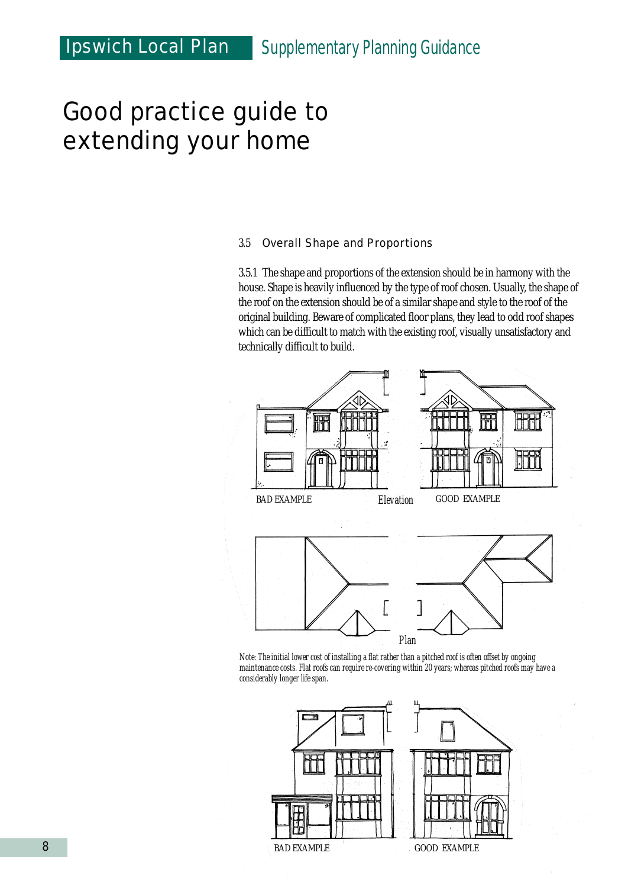# Good practice guide to extending your home

### 3.5 Overall Shape and Proportions

3.5.1 The shape and proportions of the extension should be in harmony with the house. Shape is heavily influenced by the type of roof chosen. Usually, the shape of the roof on the extension should be of a similar shape and style to the roof of the original building. Beware of complicated floor plans, they lead to odd roof shapes which can be difficult to match with the existing roof, visually unsatisfactory and technically difficult to build.

BAD EXAMPLE Elevation GOOD EXAMPLE

Plan

Note: The initial lower cost of installing a flat rather than a pitched roof is often offset by ongoing maintenance costs. Flat roofs can require re-covering within 20 years; whereas pitched roofs may have a considerably longer life span.

BAD EXAMPLE GOOD EXAMPLE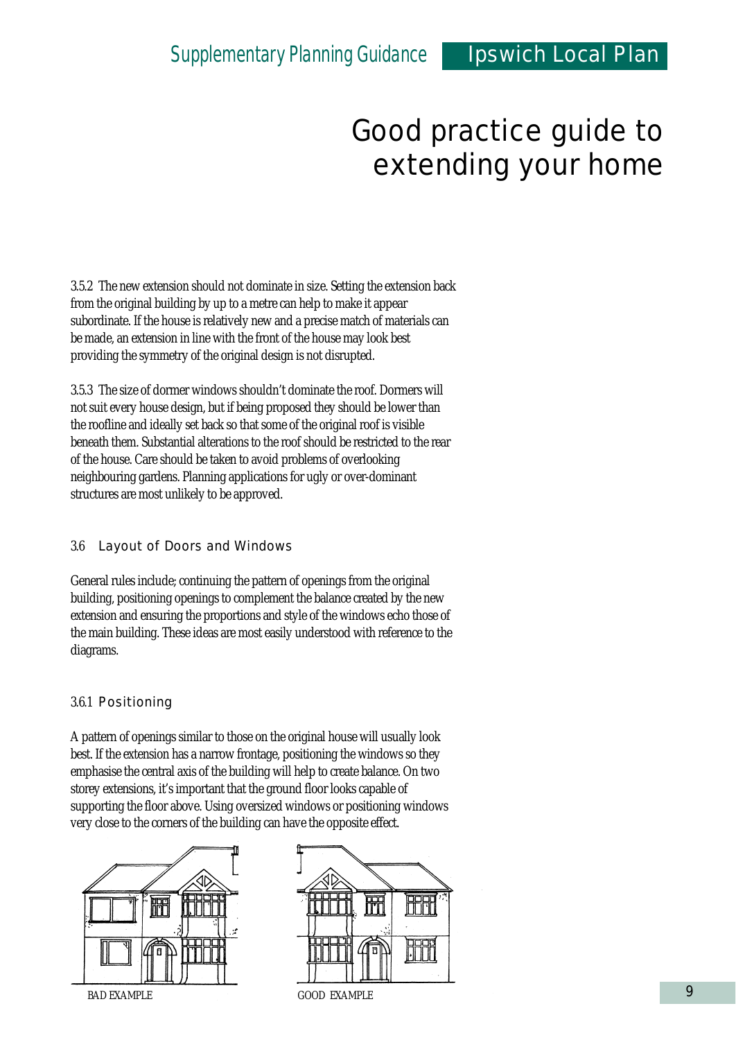# Good practice guide to extending your home

3.5.2 The new extension should not dominate in size. Setting the extension back from the original building by up to a metre can help to make it appear subordinate. If the house is relatively new and a precise match of materials can be made, an extension in line with the front of the house may look best providing the symmetry of the original design is not disrupted.

3.5.3 The size of dormer windows shouldn't dominate the roof. Dormers will not suit every house design, but if being proposed they should be lower than the roofline and ideally set back so that some of the original roof is visible beneath them. Substantial alterations to the roof should be restricted to the rear of the house. Care should be taken to avoid problems of overlooking neighbouring gardens. Planning applications for ugly or over-dominant structures are most unlikely to be approved.

## 3.6 Layout of Doors and Windows

General rules include; continuing the pattern of openings from the original building, positioning openings to complement the balance created by the new extension and ensuring the proportions and style of the windows echo those of the main building. These ideas are most easily understood with reference to the diagrams.

### 3.6.1 Positioning

A pattern of openings similar to those on the original house will usually look best. If the extension has a narrow frontage, positioning the windows so they emphasise the central axis of the building will help to create balance. On two storey extensions, it's important that the ground floor looks capable of supporting the floor above. Using oversized windows or positioning windows very close to the corners of the building can have the opposite effect.

BAD EXAMPLE

GOOD EXAMPLE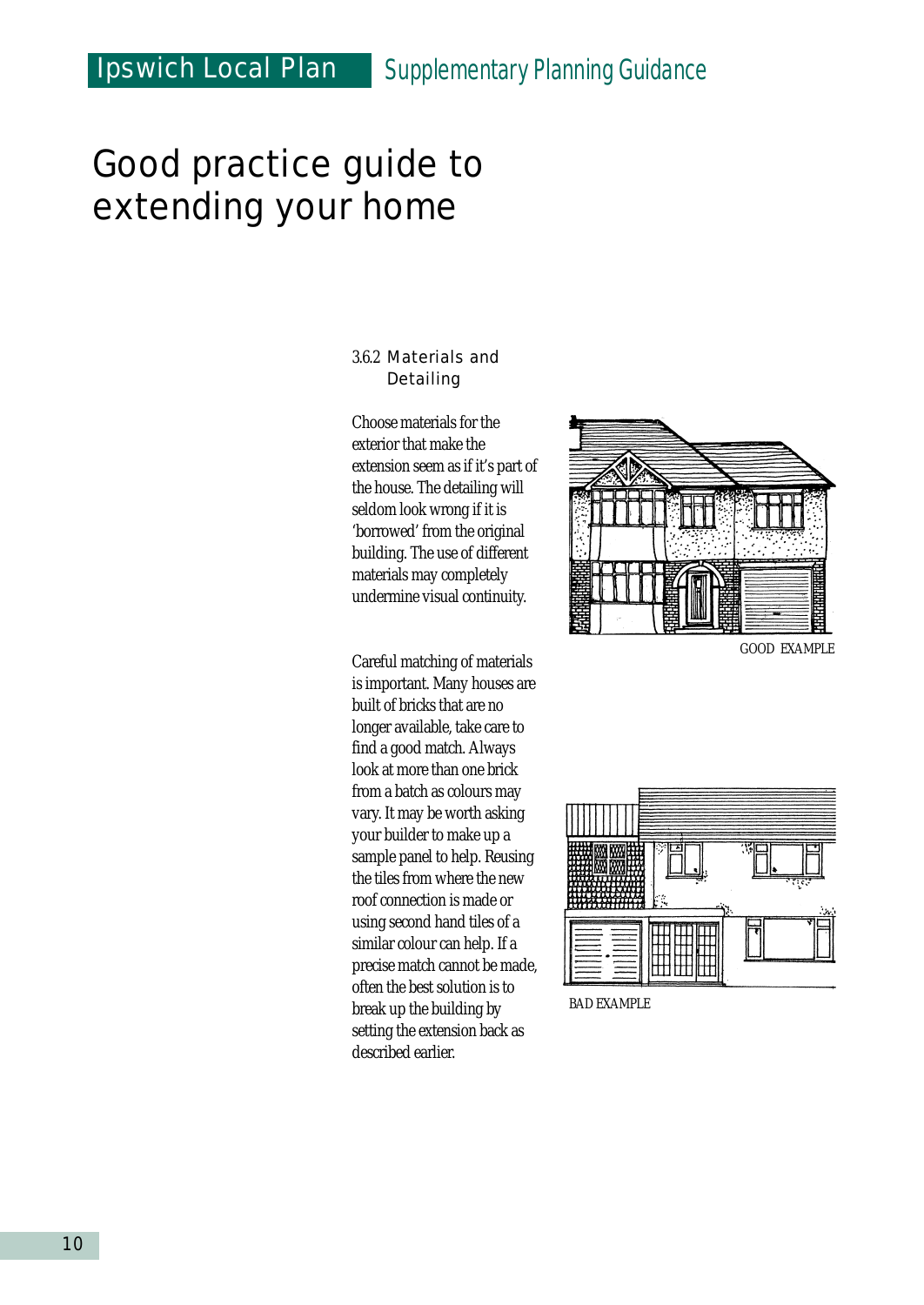# Good practice guide to extending your home

### 3.6.2 Materials and Detailing

Choose materials for the exterior that make the extension seem as if it's part of the house. The detailing will seldom look wrong if it is 'borrowed' from the original building. The use of different materials may completely undermine visual continuity.

GOOD EXAMPLE

Careful matching of materials is important. Many houses are built of bricks that are no longer available, take care to find a good match. Always look at more than one brick from a batch as colours may vary. It may be worth asking your builder to make up a sample panel to help. Reusing the tiles from where the new roof connection is made or using second hand tiles of a similar colour can help. If a precise match cannot be made, often the best solution is to break up the building by setting the extension back as described earlier.

BAD EXAMPLE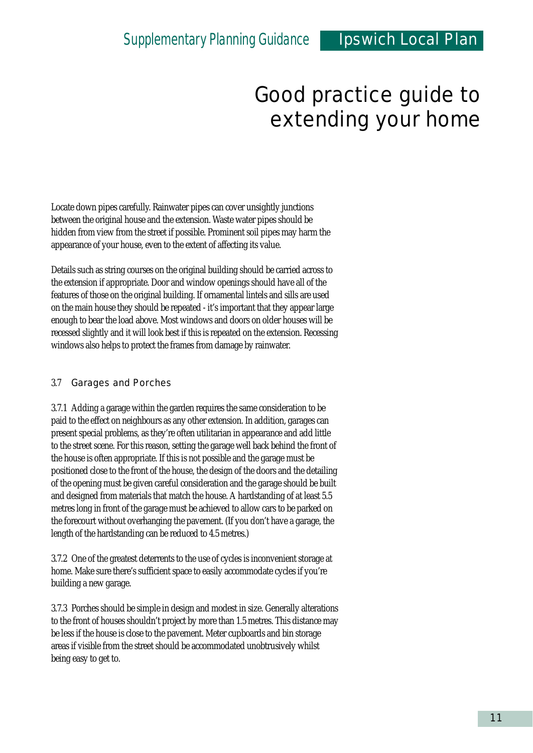Locate down pipes carefully. Rainwater pipes can cover unsightly junctions between the original house and the extension. Waste water pipes should be hidden from view from the street if possible. Prominent soil pipes may harm the appearance of your house, even to the extent of affecting its value.

Details such as string courses on the original building should be carried across to the extension if appropriate. Door and window openings should have all of the features of those on the original building. If ornamental lintels and sills are used on the main house they should be repeated - it's important that they appear large enough to bear the load above. Most windows and doors on older houses will be recessed slightly and it will look best if this is repeated on the extension. Recessing windows also helps to protect the frames from damage by rainwater.

### 3.7 Garages and Porches

3.7.1 Adding a garage within the garden requires the same consideration to be paid to the effect on neighbours as any other extension. In addition, garages can present special problems, as they're often utilitarian in appearance and add little to the street scene. For this reason, setting the garage well back behind the front of the house is often appropriate. If this is not possible and the garage must be positioned close to the front of the house, the design of the doors and the detailing of the opening must be given careful consideration and the garage should be built and designed from materials that match the house. A hardstanding of at least 5.5 metres long in front of the garage must be achieved to allow cars to be parked on the forecourt without overhanging the pavement. (If you don't have a garage, the length of the hardstanding can be reduced to 4.5 metres.)

3.7.2 One of the greatest deterrents to the use of cycles is inconvenient storage at home. Make sure there's sufficient space to easily accommodate cycles if you're building a new garage.

3.7.3 Porches should be simple in design and modest in size. Generally alterations to the front of houses shouldn't project by more than 1.5 metres. This distance may be less if the house is close to the pavement. Meter cupboards and bin storage areas if visible from the street should be accommodated unobtrusively whilst being easy to get to.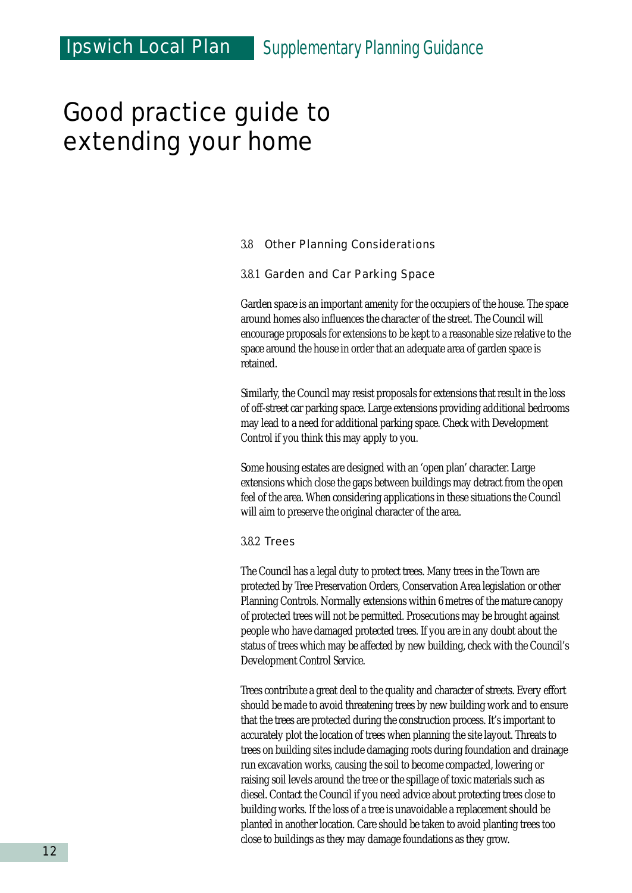# Good practice guide to extending your home

## 3.8 Other Planning Considerations

### 3.8.1 Garden and Car Parking Space

Garden space is an important amenity for the occupiers of the house. The space around homes also influences the character of the street. The Council will encourage proposals for extensions to be kept to a reasonable size relative to the space around the house in order that an adequate area of garden space is retained.

Similarly, the Council may resist proposals for extensions that result in the loss of off-street car parking space. Large extensions providing additional bedrooms may lead to a need for additional parking space. Check with Development Control if you think this may apply to you.

Some housing estates are designed with an 'open plan' character. Large extensions which close the gaps between buildings may detract from the open feel of the area. When considering applications in these situations the Council will aim to preserve the original character of the area.

### 3.8.2 Trees

The Council has a legal duty to protect trees. Many trees in the Town are protected by Tree Preservation Orders, Conservation Area legislation or other Planning Controls. Normally extensions within 6 metres of the mature canopy of protected trees will not be permitted. Prosecutions may be brought against people who have damaged protected trees. If you are in any doubt about the status of trees which may be affected by new building, check with the Council's Development Control Service.

Trees contribute a great deal to the quality and character of streets. Every effort should be made to avoid threatening trees by new building work and to ensure that the trees are protected during the construction process. It's important to accurately plot the location of trees when planning the site layout. Threats to trees on building sites include damaging roots during foundation and drainage run excavation works, causing the soil to become compacted, lowering or raising soil levels around the tree or the spillage of toxic materials such as diesel. Contact the Council if you need advice about protecting trees close to building works. If the loss of a tree is unavoidable a replacement should be planted in another location. Care should be taken to avoid planting trees too close to buildings as they may damage foundations as they grow.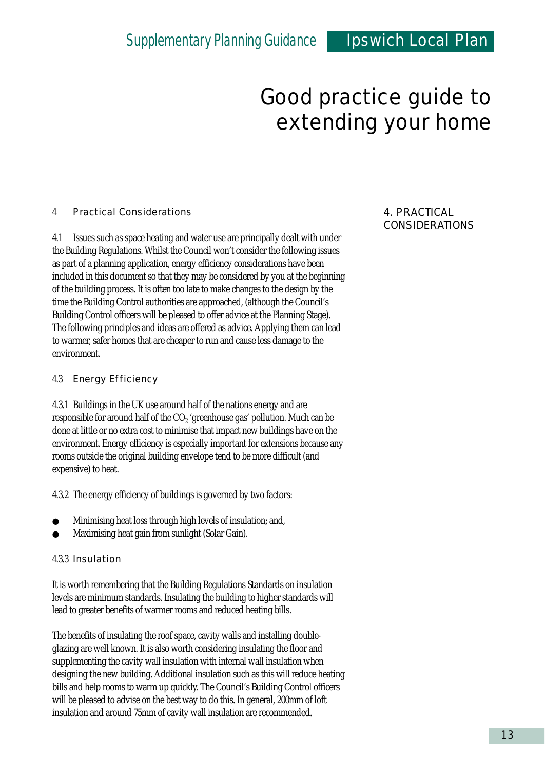## 4 Practical Considerations

4.1 Issues such as space heating and water use are principally dealt with under the Building Regulations. Whilst the Council won't consider the following issues as part of a planning application, energy efficiency considerations have been included in this document so that they may be considered by you at the beginning of the building process. It is often too late to make changes to the design by the time the Building Control authorities are approached, (although the Council's Building Control officers will be pleased to offer advice at the Planning Stage). The following principles and ideas are offered as advice. Applying them can lead to warmer, safer homes that are cheaper to run and cause less damage to the environment.

### 4.3 Energy Efficiency

4.3.1 Buildings in the UK use around half of the nations energy and are responsible for around half of the $CO_2$ 'greenhouse gas' pollution. Much can be done at little or no extra cost to minimise that impact new buildings have on the environment. Energy efficiency is especially important for extensions because any rooms outside the original building envelope tend to be more difficult (and expensive) to heat.

4.3.2 The energy efficiency of buildings is governed by two factors:

- Minimising heat loss through high levels of insulation; and,
- Maximising heat gain from sunlight (Solar Gain).

#### 4.3.3 Insulation

It is worth remembering that the Building Regulations Standards on insulation levels are minimum standards. Insulating the building to higher standards will lead to greater benefits of warmer rooms and reduced heating bills.

The benefits of insulating the roof space, cavity walls and installing double-glazing are well known. It is also worth considering insulating the floor and supplementing the cavity wall insulation with internal wall insulation when designing the new building. Additional insulation such as this will reduce heating bills and help rooms to warm up quickly. The Council's Building Control officers will be pleased to advise on the best way to do this. In general, 200mm of loft insulation and around 75mm of cavity wall insulation are recommended.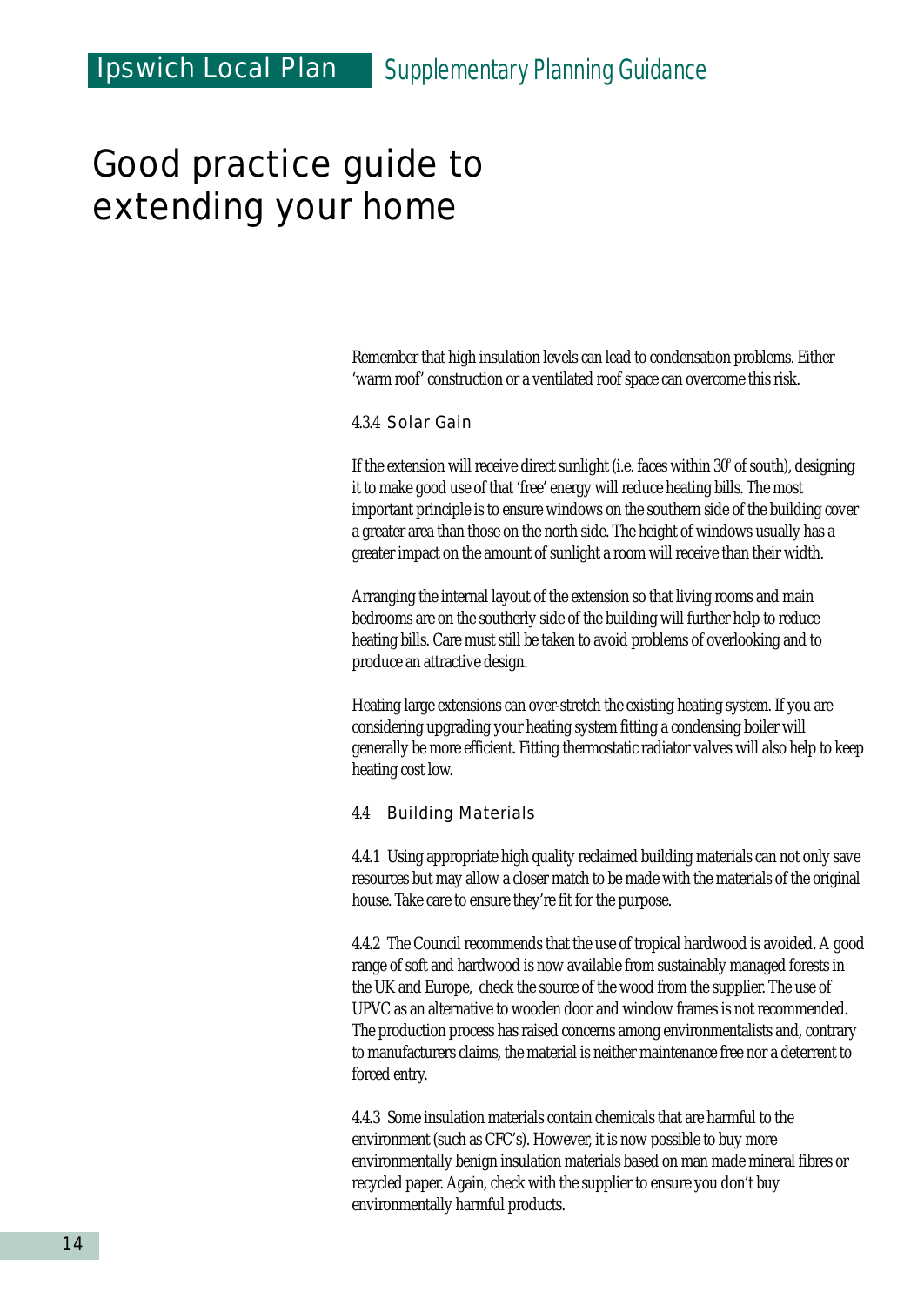Remember that high insulation levels can lead to condensation problems. Either 'warm roof' construction or a ventilated roof space can overcome this risk.

#### 4.3.4 Solar Gain

If the extension will receive direct sunlight (i.e. faces within 30° of south), designing it to make good use of that 'free' energy will reduce heating bills. The most important principle is to ensure windows on the southern side of the building cover a greater area than those on the north side. The height of windows usually has a greater impact on the amount of sunlight a room will receive than their width.

Arranging the internal layout of the extension so that living rooms and main bedrooms are on the southerly side of the building will further help to reduce heating bills. Care must still be taken to avoid problems of overlooking and to produce an attractive design.

Heating large extensions can over-stretch the existing heating system. If you are considering upgrading your heating system fitting a condensing boiler will generally be more efficient. Fitting thermostatic radiator valves will also help to keep heating cost low.

### 4.4 Building Materials

4.4.1 Using appropriate high quality reclaimed building materials can not only save resources but may allow a closer match to be made with the materials of the original house. Take care to ensure they're fit for the purpose.

4.4.2 The Council recommends that the use of tropical hardwood is avoided. A good range of soft and hardwood is now available from sustainably managed forests in the UK and Europe, check the source of the wood from the supplier. The use of UPVC as an alternative to wooden door and window frames is not recommended. The production process has raised concerns among environmentalists and, contrary to manufacturers claims, the material is neither maintenance free nor a deterrent to forced entry.

4.4.3 Some insulation materials contain chemicals that are harmful to the environment (such as CFC's). However, it is now possible to buy more environmentally benign insulation materials based on man made mineral fibres or recycled paper. Again, check with the supplier to ensure you don't buy environmentally harmful products.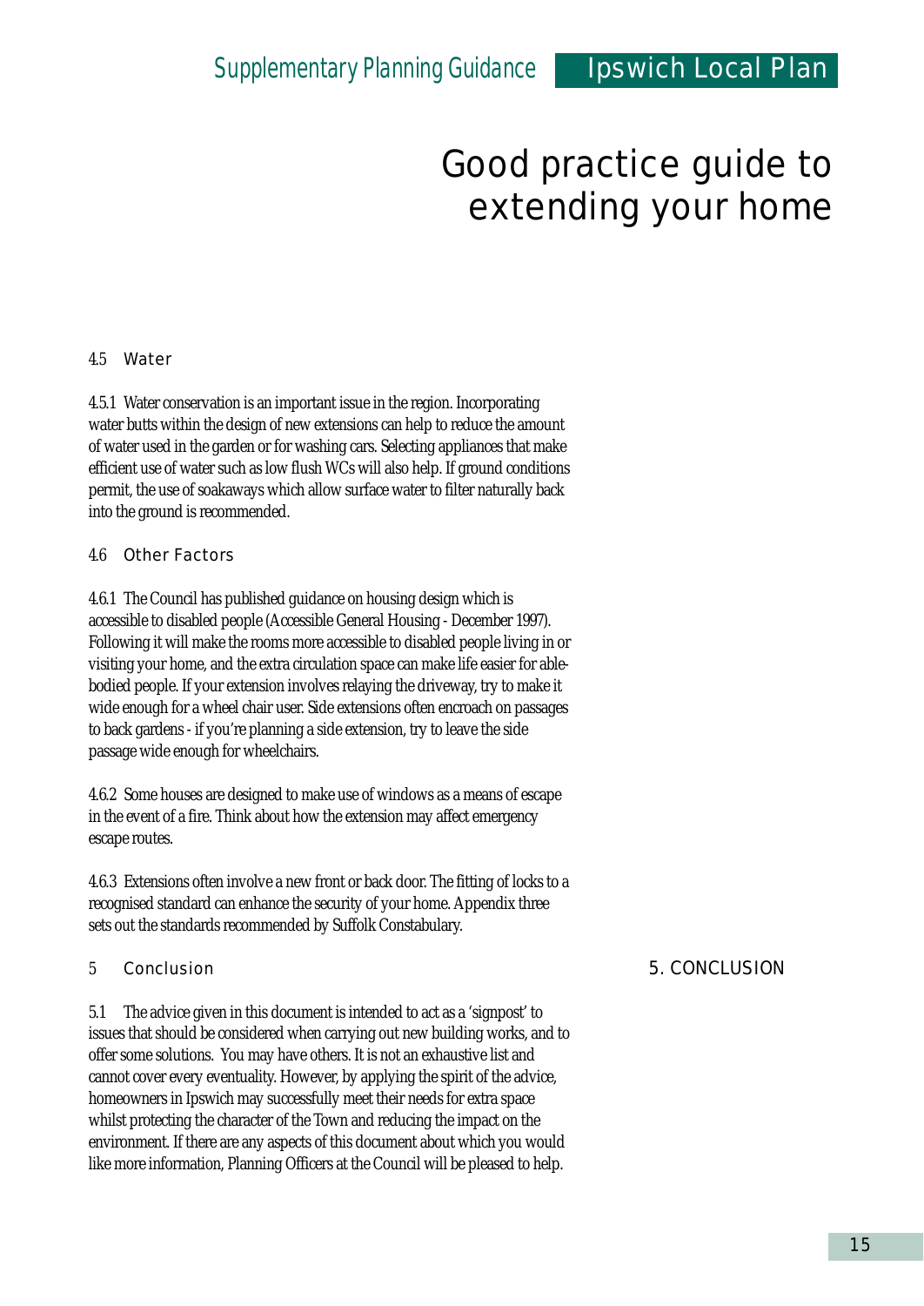### 4.5 Water

4.5.1 Water conservation is an important issue in the region. Incorporating water butts within the design of new extensions can help to reduce the amount of water used in the garden or for washing cars. Selecting appliances that make efficient use of water such as low flush WCs will also help. If ground conditions permit, the use of soakaways which allow surface water to filter naturally back into the ground is recommended.

### 4.6 Other Factors

4.6.1 The Council has published guidance on housing design which is accessible to disabled people (Accessible General Housing - December 1997). Following it will make the rooms more accessible to disabled people living in or visiting your home, and the extra circulation space can make life easier for able-bodied people. If your extension involves relaying the driveway, try to make it wide enough for a wheel chair user. Side extensions often encroach on passages to back gardens - if you're planning a side extension, try to leave the side passage wide enough for wheelchairs.

4.6.2 Some houses are designed to make use of windows as a means of escape in the event of a fire. Think about how the extension may affect emergency escape routes.

4.6.3 Extensions often involve a new front or back door. The fitting of locks to a recognised standard can enhance the security of your home. Appendix three sets out the standards recommended by Suffolk Constabulary.

## 5 Conclusion

5.1 The advice given in this document is intended to act as a 'signpost' to issues that should be considered when carrying out new building works, and to offer some solutions. You may have others. It is not an exhaustive list and cannot cover every eventuality. However, by applying the spirit of the advice, homeowners in Ipswich may successfully meet their needs for extra space whilst protecting the character of the Town and reducing the impact on the environment. If there are any aspects of this document about which you would like more information, Planning Officers at the Council will be pleased to help.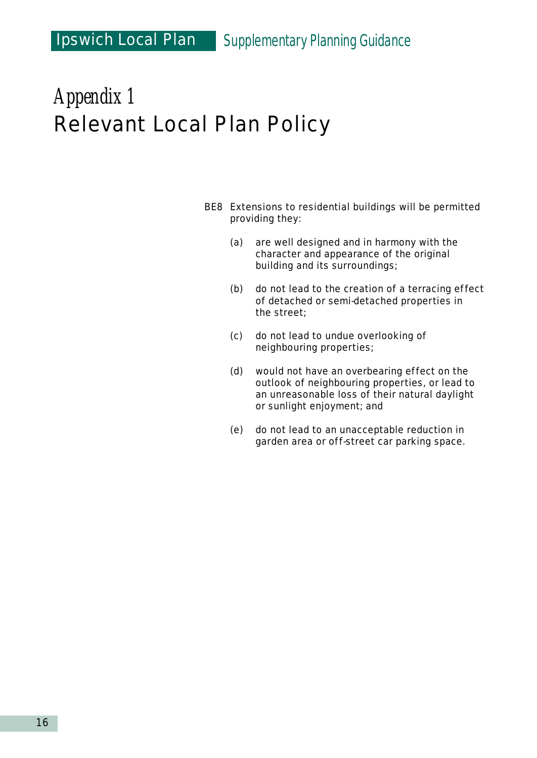# Appendix 1
# Relevant Local Plan Policy

BE8 Extensions to residential buildings will be permitted providing they:

(a) are well designed and in harmony with the character and appearance of the original building and its surroundings;

(b) do not lead to the creation of a terracing effect of detached or semi-detached properties in the street;

(c) do not lead to undue overlooking of neighbouring properties;

(d) would not have an overbearing effect on the outlook of neighbouring properties, or lead to an unreasonable loss of their natural daylight or sunlight enjoyment; and

(e) do not lead to an unacceptable reduction in garden area or off-street car parking space.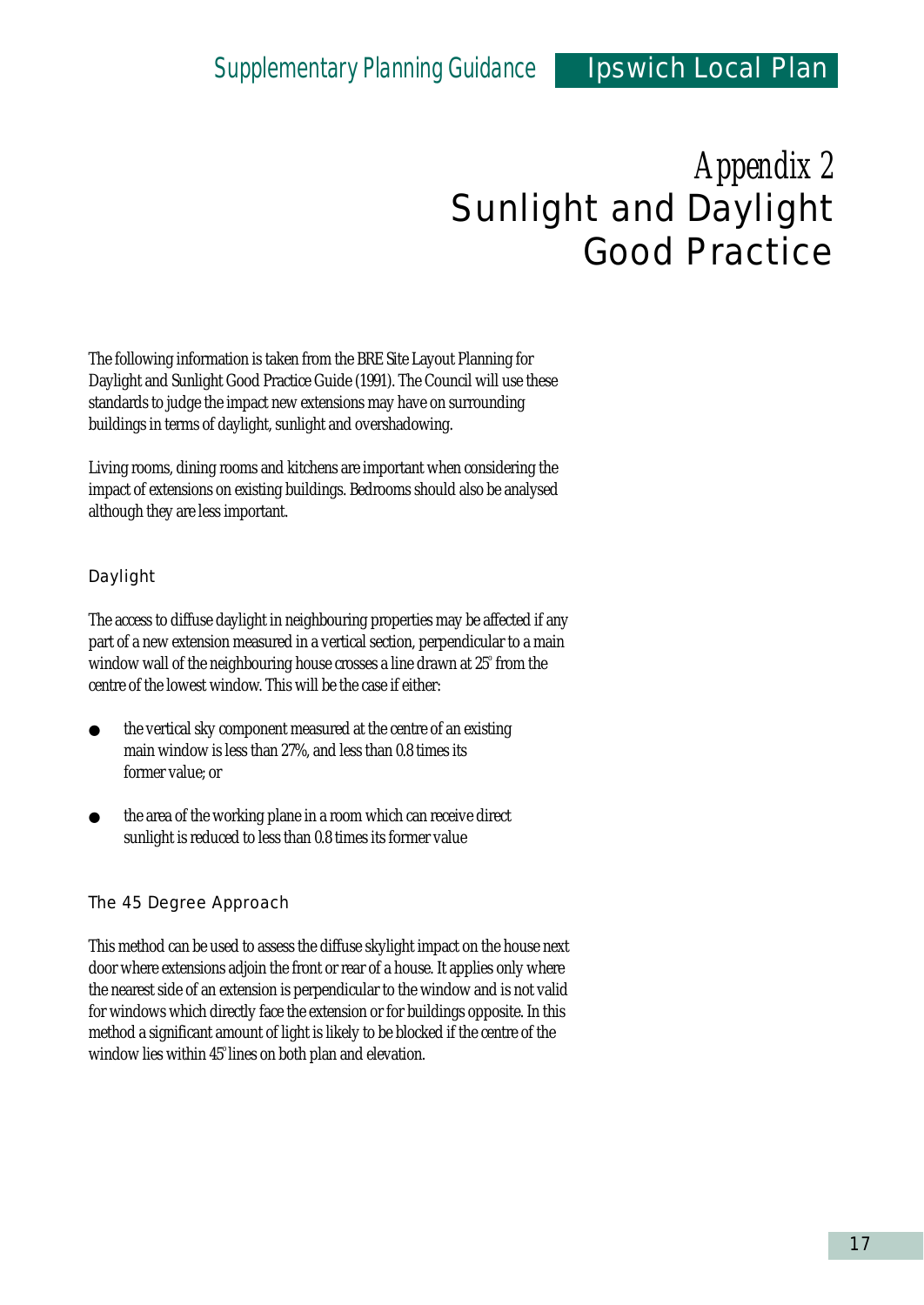# Appendix 2
# Sunlight and Daylight Good Practice

The following information is taken from the BRE Site Layout Planning for Daylight and Sunlight Good Practice Guide (1991). The Council will use these standards to judge the impact new extensions may have on surrounding buildings in terms of daylight, sunlight and overshadowing.

Living rooms, dining rooms and kitchens are important when considering the impact of extensions on existing buildings. Bedrooms should also be analysed although they are less important.

## Daylight

The access to diffuse daylight in neighbouring properties may be affected if any part of a new extension measured in a vertical section, perpendicular to a main window wall of the neighbouring house crosses a line drawn at 25° from the centre of the lowest window. This will be the case if either:

- the vertical sky component measured at the centre of an existing main window is less than 27%, and less than 0.8 times its former value; or
- the area of the working plane in a room which can receive direct sunlight is reduced to less than 0.8 times its former value

## The 45 Degree Approach

This method can be used to assess the diffuse skylight impact on the house next door where extensions adjoin the front or rear of a house. It applies only where the nearest side of an extension is perpendicular to the window and is not valid for windows which directly face the extension or for buildings opposite. In this method a significant amount of light is likely to be blocked if the centre of the window lies within 45° lines on both plan and elevation.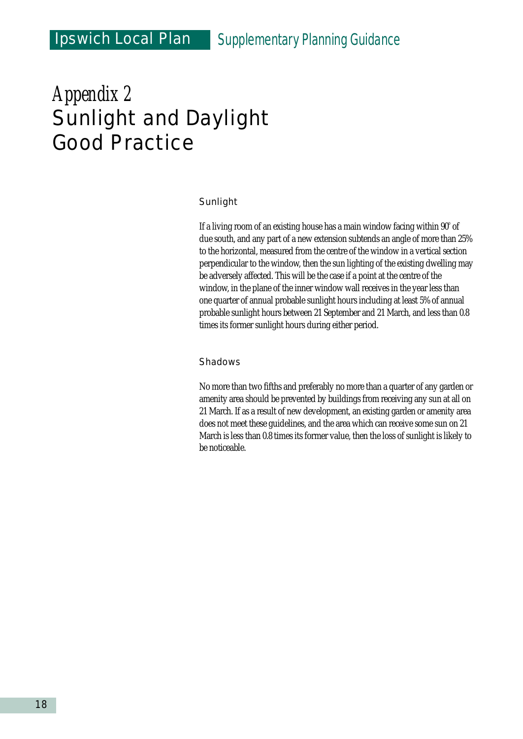# *Appendix 2*
# Sunlight and Daylight Good Practice

### Sunlight

If a living room of an existing house has a main window facing within 90° of due south, and any part of a new extension subtends an angle of more than 25% to the horizontal, measured from the centre of the window in a vertical section perpendicular to the window, then the sun lighting of the existing dwelling may be adversely affected. This will be the case if a point at the centre of the window, in the plane of the inner window wall receives in the year less than one quarter of annual probable sunlight hours including at least 5% of annual probable sunlight hours between 21 September and 21 March, and less than 0.8 times its former sunlight hours during either period.

### Shadows

No more than two fifths and preferably no more than a quarter of any garden or amenity area should be prevented by buildings from receiving any sun at all on 21 March. If as a result of new development, an existing garden or amenity area does not meet these guidelines, and the area which can receive some sun on 21 March is less than 0.8 times its former value, then the loss of sunlight is likely to be noticeable.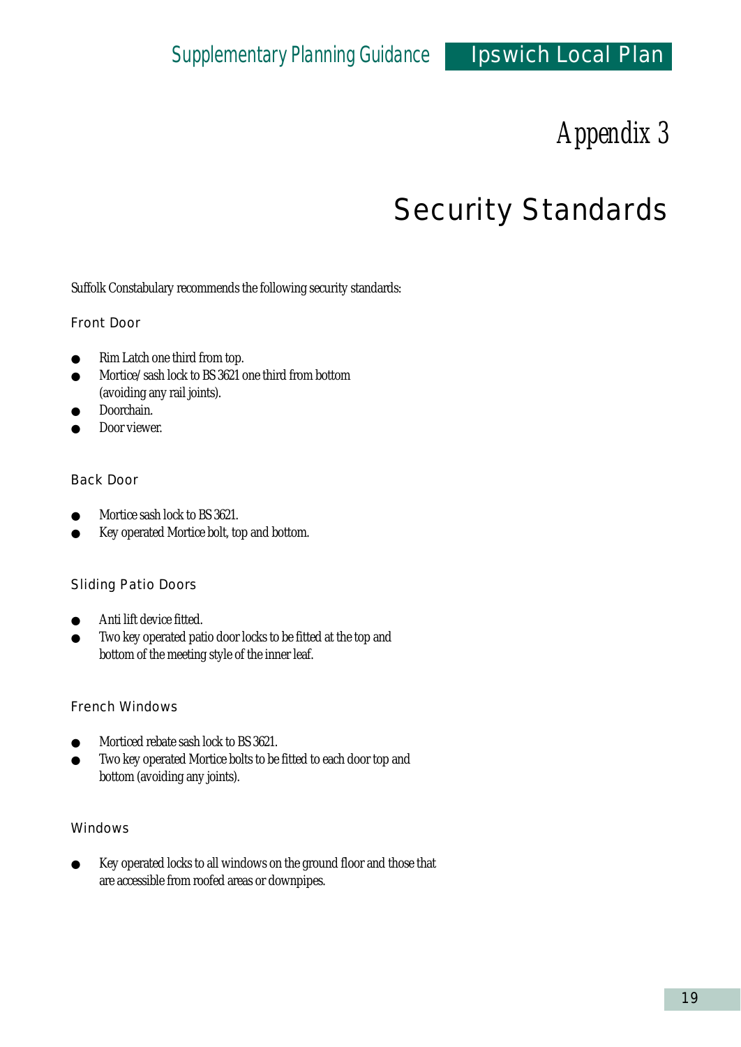# Appendix 3

## Security Standards

Suffolk Constabulary recommends the following security standards:

### Front Door

- Rim Latch one third from top.
- Mortice/sash lock to BS 3621 one third from bottom (avoiding any rail joints).
- Doorchain.
- Door viewer.

### Back Door

- Mortice sash lock to BS 3621.
- Key operated Mortice bolt, top and bottom.

### Sliding Patio Doors

- Anti lift device fitted.
- Two key operated patio door locks to be fitted at the top and bottom of the meeting style of the inner leaf.

### French Windows

- Morticed rebate sash lock to BS 3621.
- Two key operated Mortice bolts to be fitted to each door top and bottom (avoiding any joints).

### Windows

- Key operated locks to all windows on the ground floor and those that are accessible from roofed areas or downpipes.